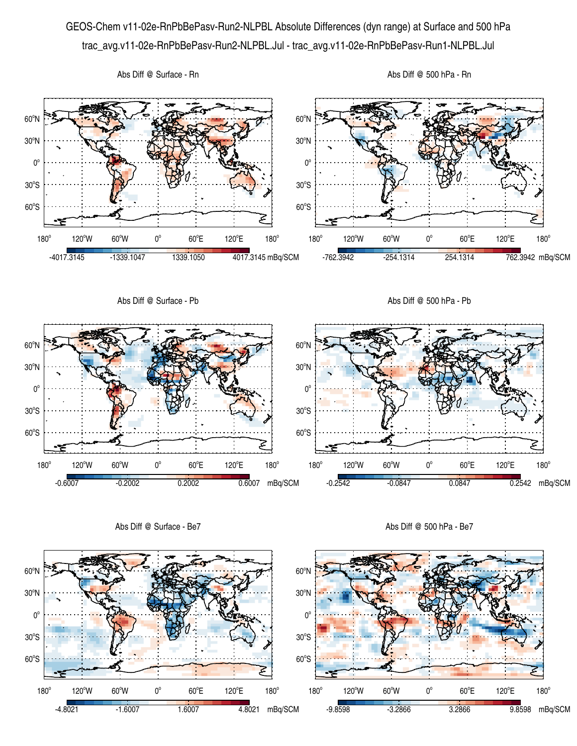GEOS-Chem v11-02e-RnPbBePasv-Run2-NLPBL Absolute Differences (dyn range) at Surface and 500 hPa

trac_avg.v11-02e-RnPbBePasv-Run2-NLPBL.Jul - trac_avg.v11-02e-RnPbBePasv-Run1-NLPBL.Jul

Abs Diff @ Surface - Rn

-4017.3145 | -1339.1047 | 1339.1050 | 4017.3145 mBq/SCM

Abs Diff @ 500 hPa - Rn

-762.3942 | -254.1314 | 254.1314 | 762.3942 mBq/SCM

Abs Diff @ Surface - Pb

-0.6007 | -0.2002 | 0.2002 | 0.6007 mBq/SCM

Abs Diff @ 500 hPa - Pb

-0.2542 | -0.0847 | 0.0847 | 0.2542 mBq/SCM

Abs Diff @ Surface - Be7

-4.8021 | -1.6007 | 1.6007 | 4.8021 mBq/SCM

Abs Diff @ 500 hPa - Be7

-9.8598 | -3.2866 | 3.2866 | 9.8598 mBq/SCM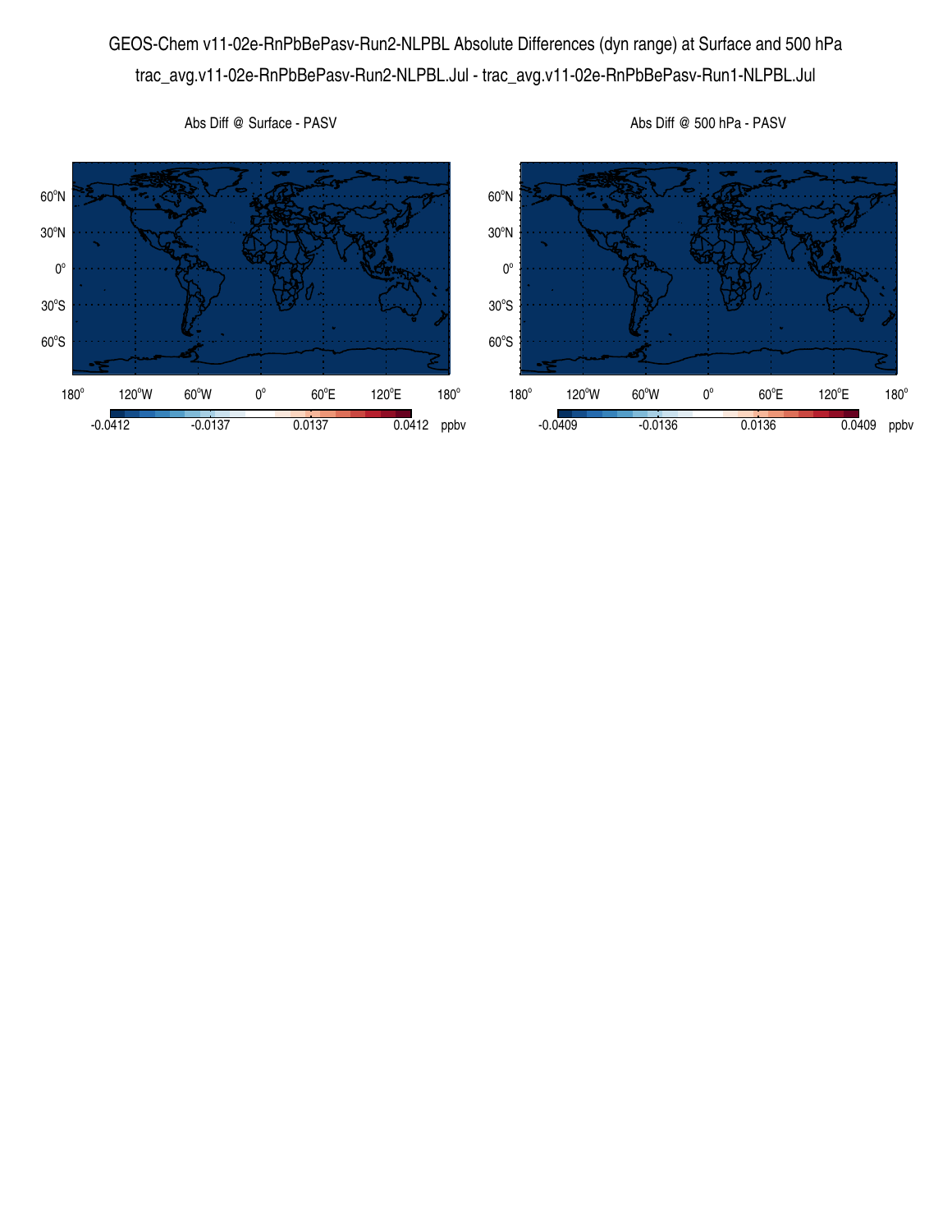GEOS-Chem v11-02e-RnPbBePasv-Run2-NLPBL Absolute Differences (dyn range) at Surface and 500 hPa

trac_avg.v11-02e-RnPbBePasv-Run2-NLPBL.Jul - trac_avg.v11-02e-RnPbBePasv-Run1-NLPBL.Jul

Abs Diff @ Surface - PASV

60°N
30°N
0°
30°S
60°S

180° 120°W 60°W 0° 60°E 120°E 180°

-0.0412 -0.0137 0.0137 0.0412 ppbv

Abs Diff @ 500 hPa - PASV

60°N
30°N
0°
30°S
60°S

180° 120°W 60°W 0° 60°E 120°E 180°

-0.0409 -0.0136 0.0136 0.0409 ppbv